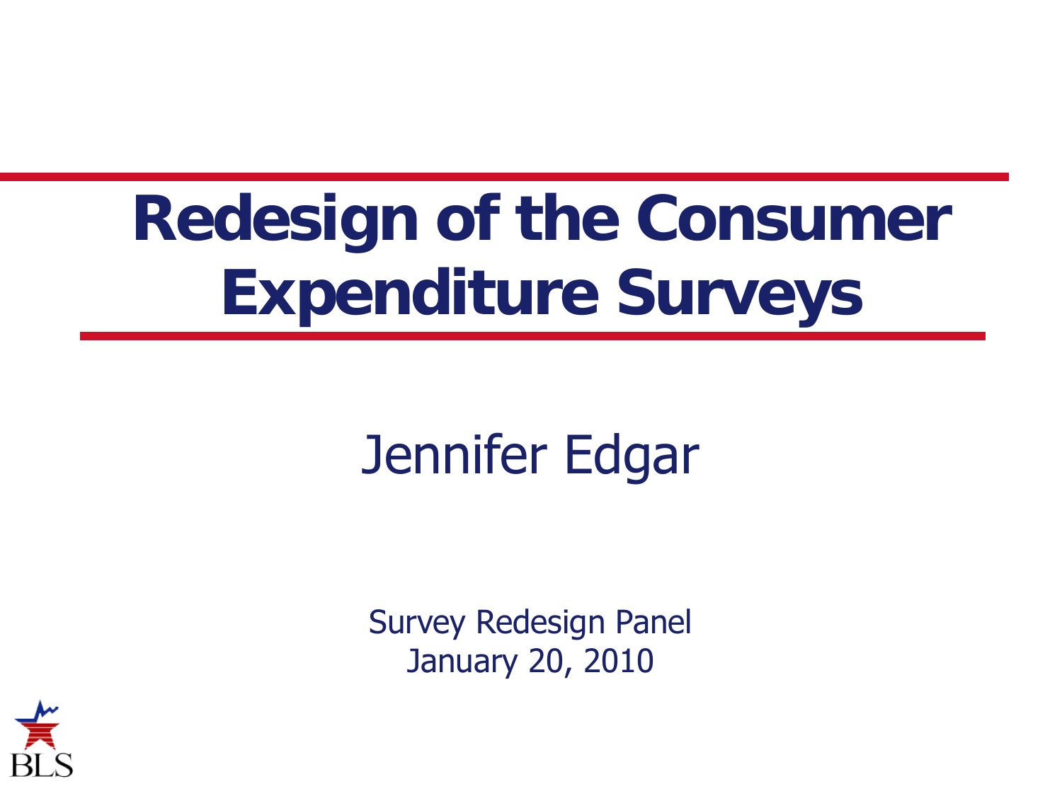# Redesign of the Consumer Expenditure Surveys

Jennifer Edgar

Survey Redesign Panel
January 20, 2010

BLS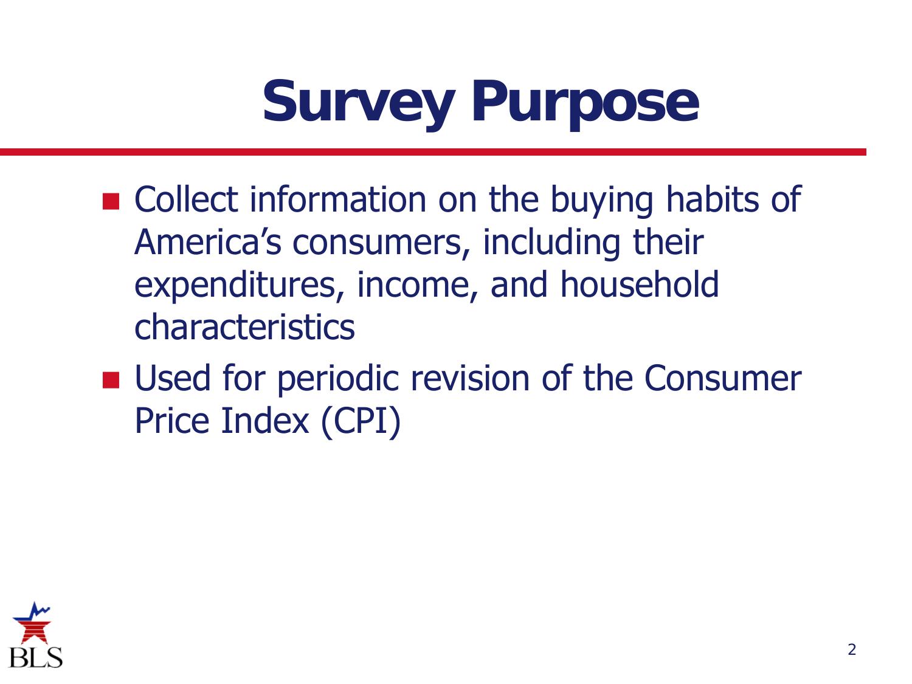# Survey Purpose

- Collect information on the buying habits of America's consumers, including their expenditures, income, and household characteristics
- Used for periodic revision of the Consumer Price Index (CPI)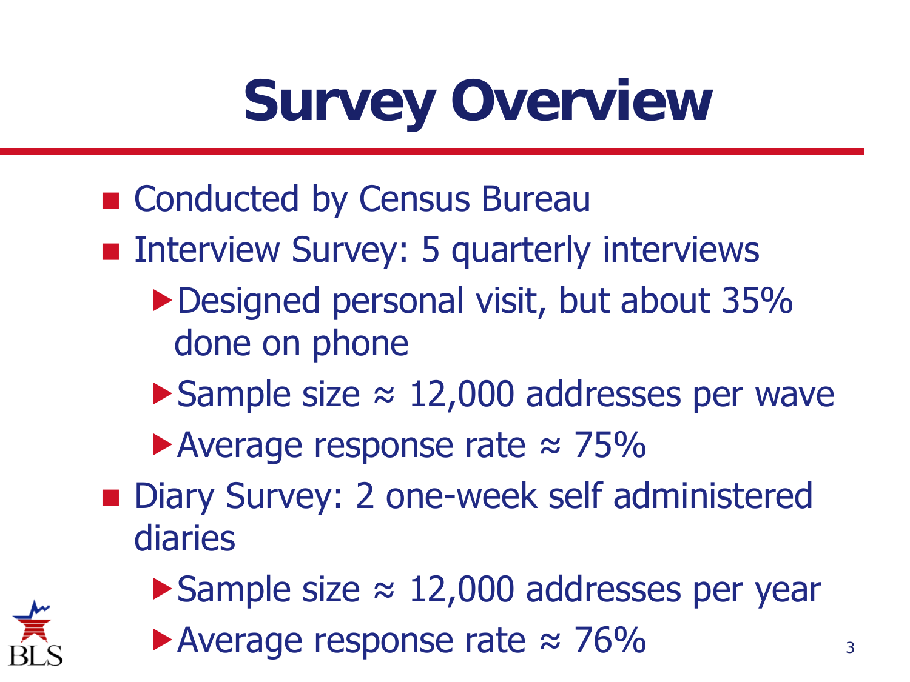# Survey Overview

- Conducted by Census Bureau
- Interview Survey: 5 quarterly interviews
  - Designed personal visit, but about 35% done on phone
  - Sample size ≈ 12,000 addresses per wave
  - Average response rate ≈ 75%
- Diary Survey: 2 one-week self administered diaries
  - Sample size ≈ 12,000 addresses per year
  - Average response rate ≈ 76%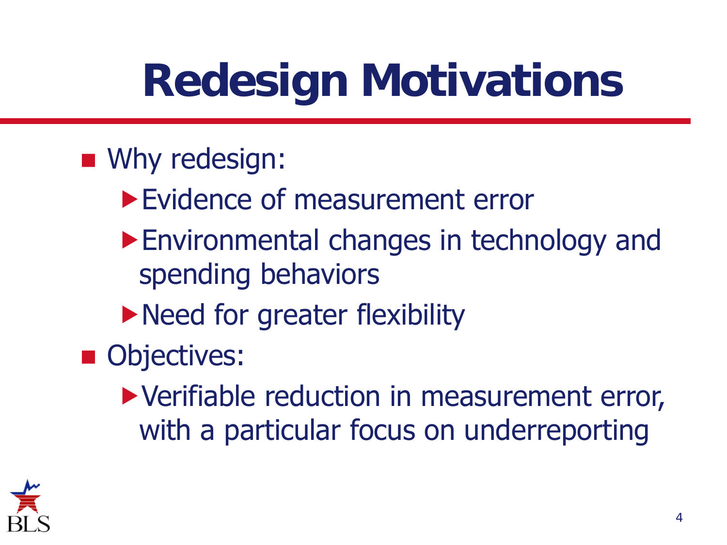# Redesign Motivations

- Why redesign:
  - Evidence of measurement error
  - Environmental changes in technology and spending behaviors
  - Need for greater flexibility
- Objectives:
  - Verifiable reduction in measurement error, with a particular focus on underreporting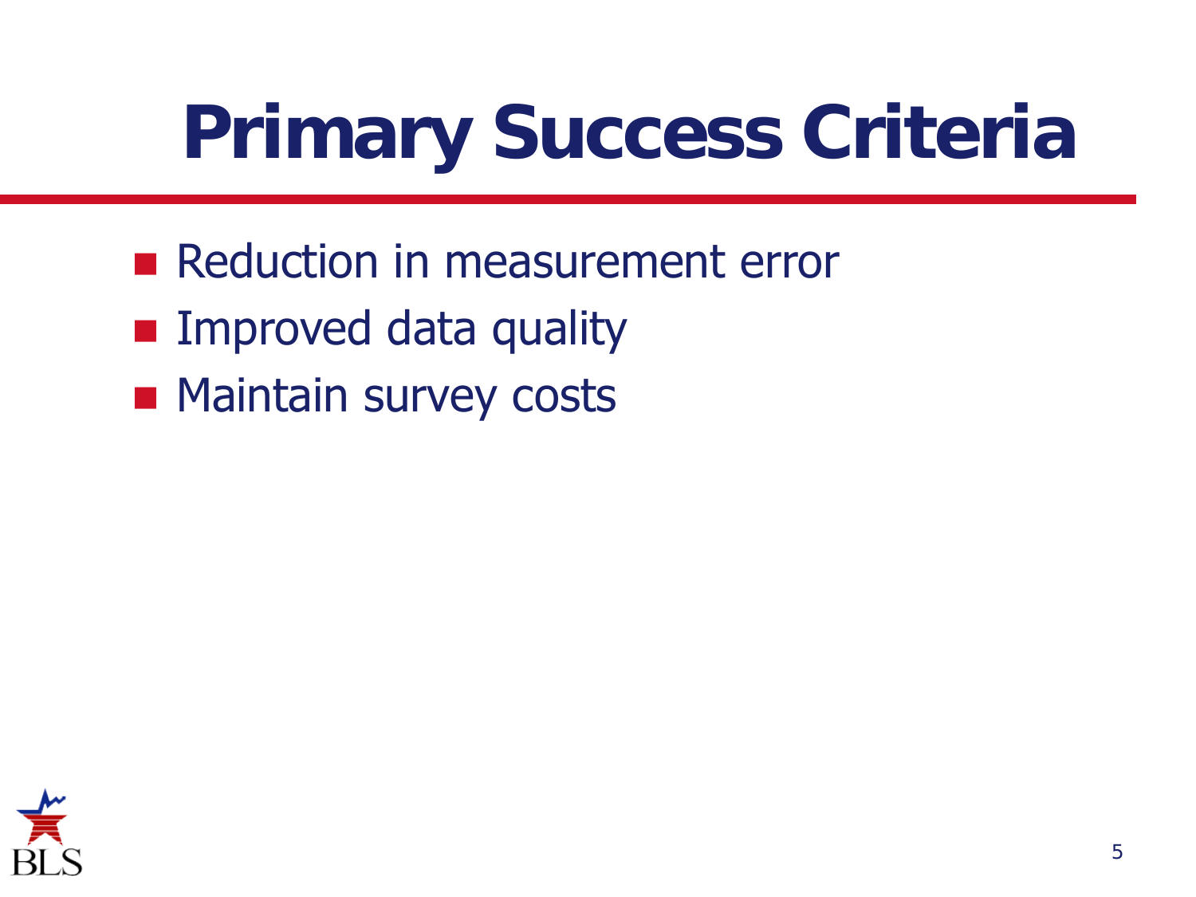# Primary Success Criteria

- Reduction in measurement error
- Improved data quality
- Maintain survey costs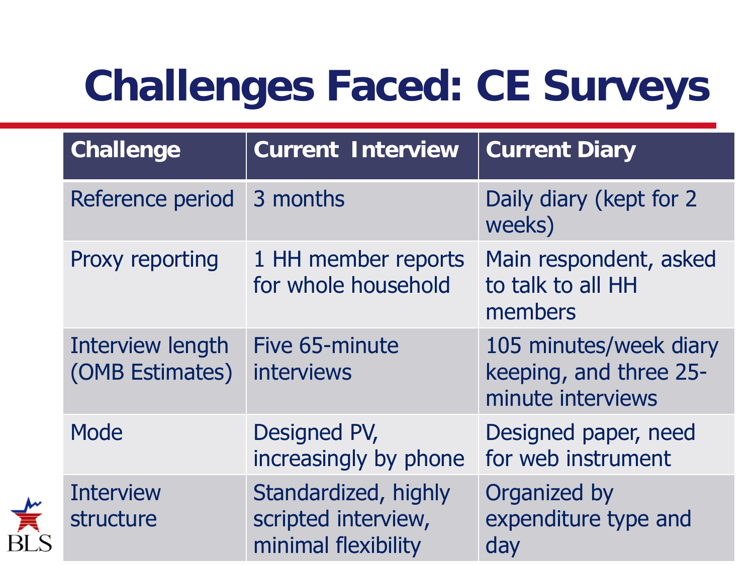# Challenges Faced: CE Surveys

| Challenge | Current Interview | Current Diary |
| --- | --- | --- |
| Reference period | 3 months | Daily diary (kept for 2 weeks) |
| Proxy reporting | 1 HH member reports for whole household | Main respondent, asked to talk to all HH members |
| Interview length (OMB Estimates) | Five 65-minute interviews | 105 minutes/week diary keeping, and three 25-minute interviews |
| Mode | Designed PV, increasingly by phone | Designed paper, need for web instrument |
| Interview structure | Standardized, highly scripted interview, minimal flexibility | Organized by expenditure type and day |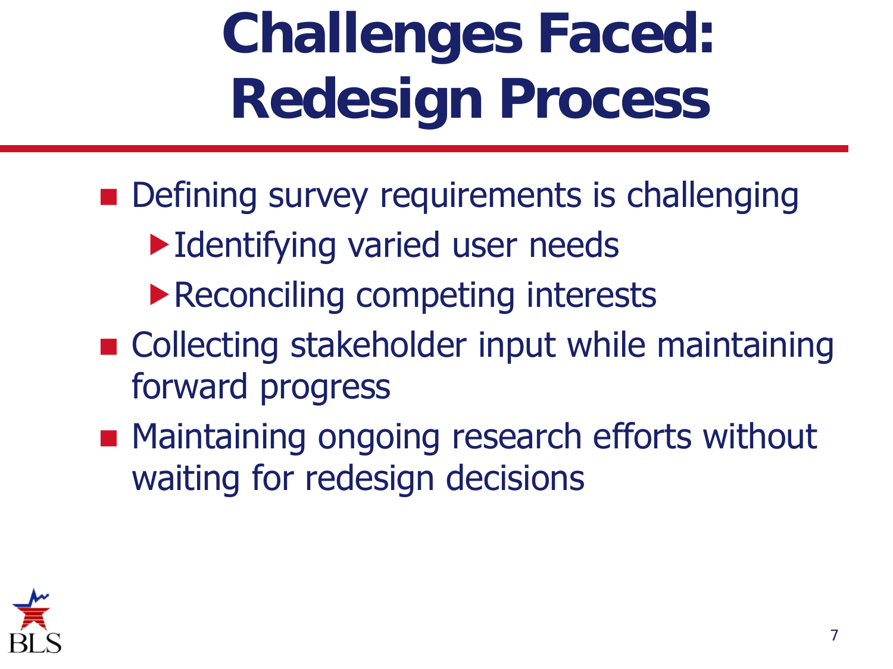# Challenges Faced: Redesign Process

- Defining survey requirements is challenging
  - Identifying varied user needs
  - Reconciling competing interests
- Collecting stakeholder input while maintaining forward progress
- Maintaining ongoing research efforts without waiting for redesign decisions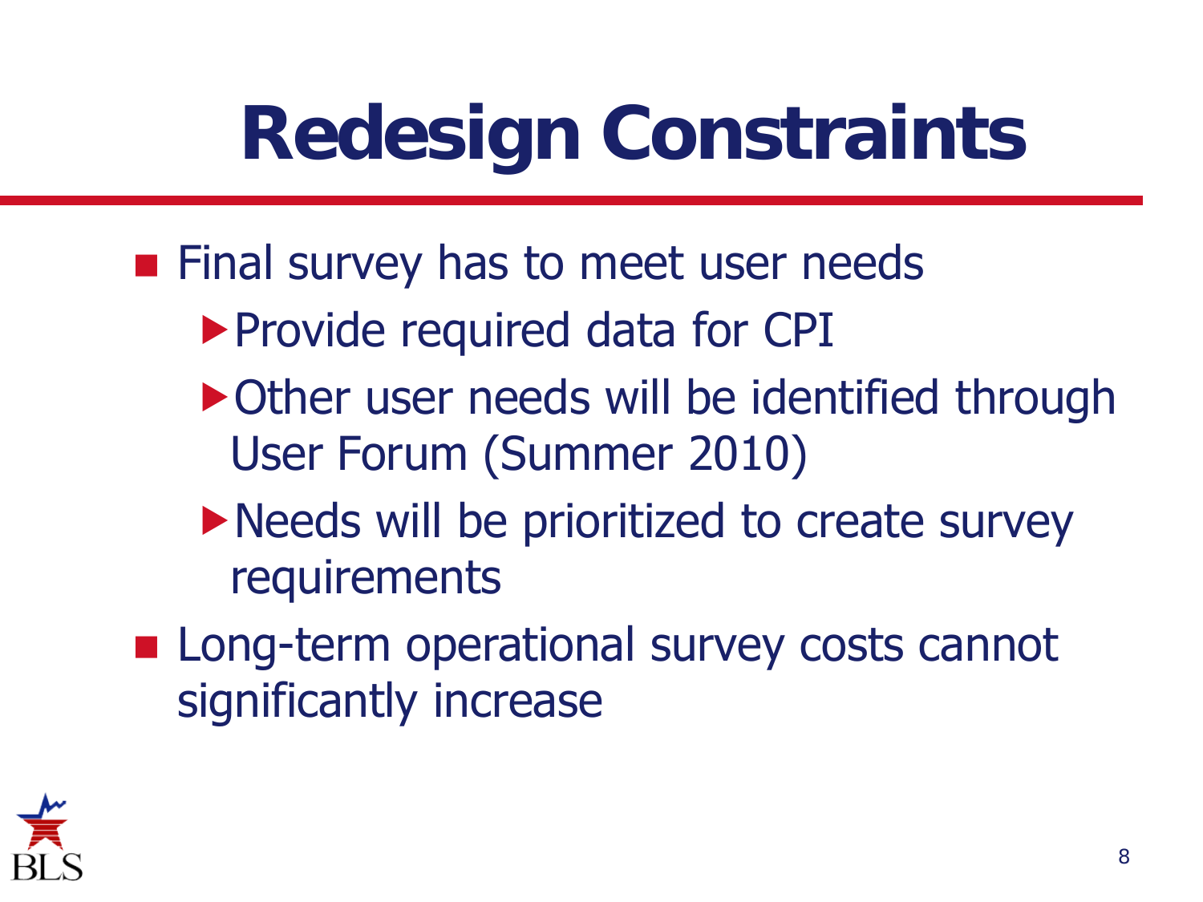# Redesign Constraints

- Final survey has to meet user needs
  - Provide required data for CPI
  - Other user needs will be identified through User Forum (Summer 2010)
  - Needs will be prioritized to create survey requirements
- Long-term operational survey costs cannot significantly increase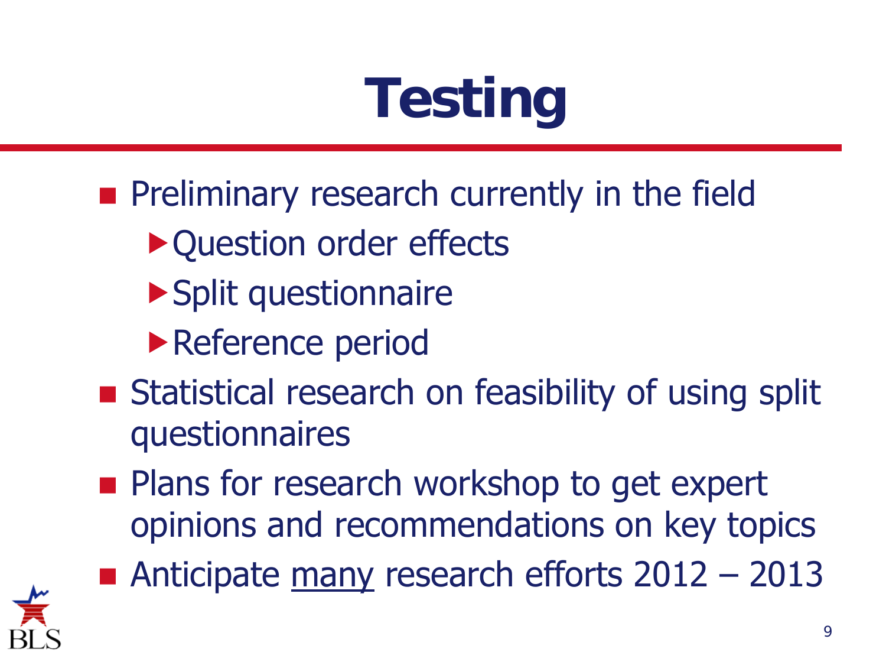# Testing

- Preliminary research currently in the field
  - Question order effects
  - Split questionnaire
  - Reference period
- Statistical research on feasibility of using split questionnaires
- Plans for research workshop to get expert opinions and recommendations on key topics
- Anticipate <u>many</u> research efforts 2012 – 2013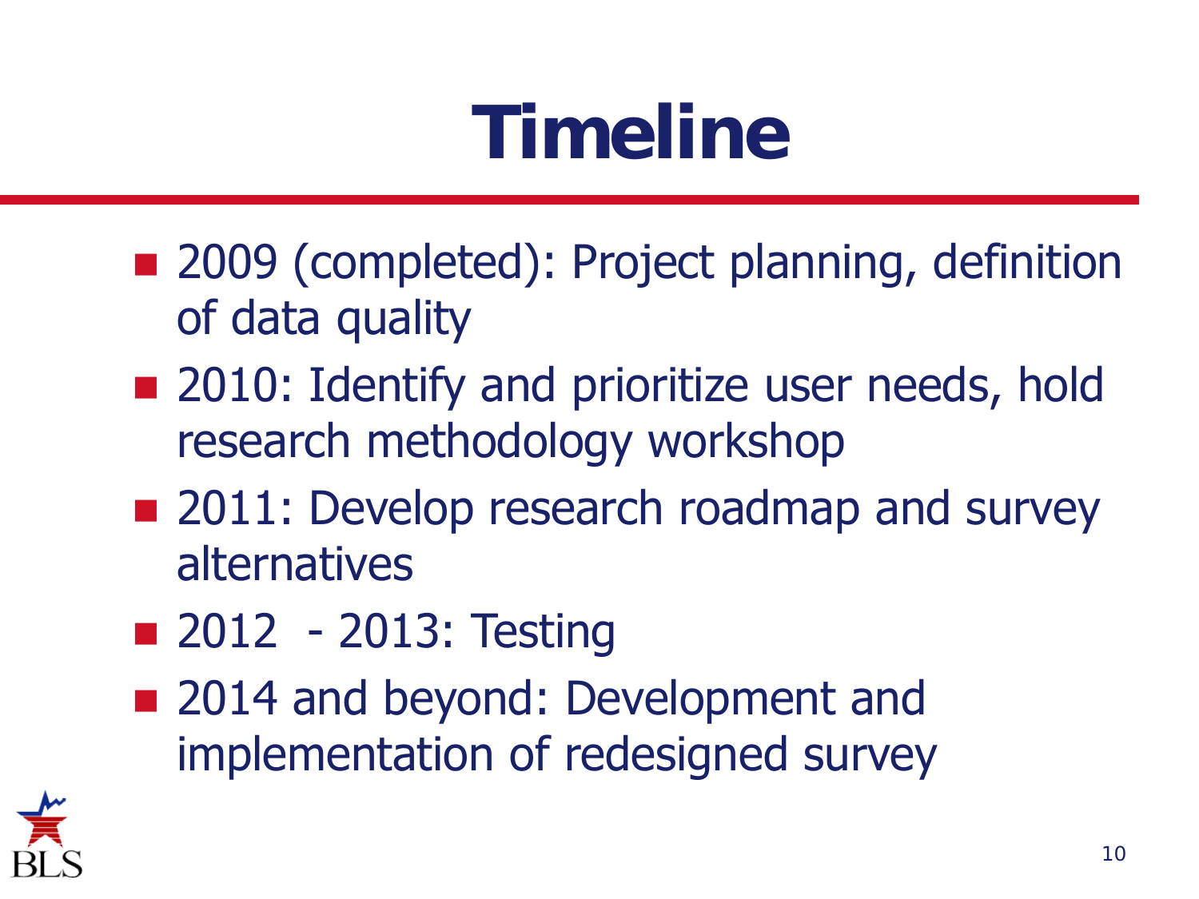# Timeline

- 2009 (completed): Project planning, definition of data quality
- 2010: Identify and prioritize user needs, hold research methodology workshop
- 2011: Develop research roadmap and survey alternatives
- 2012 - 2013: Testing
- 2014 and beyond: Development and implementation of redesigned survey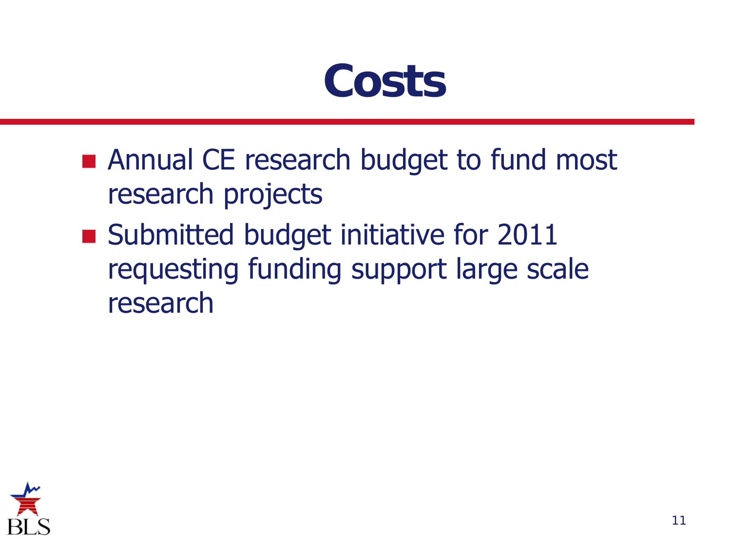# Costs

- Annual CE research budget to fund most research projects
- Submitted budget initiative for 2011 requesting funding support large scale research